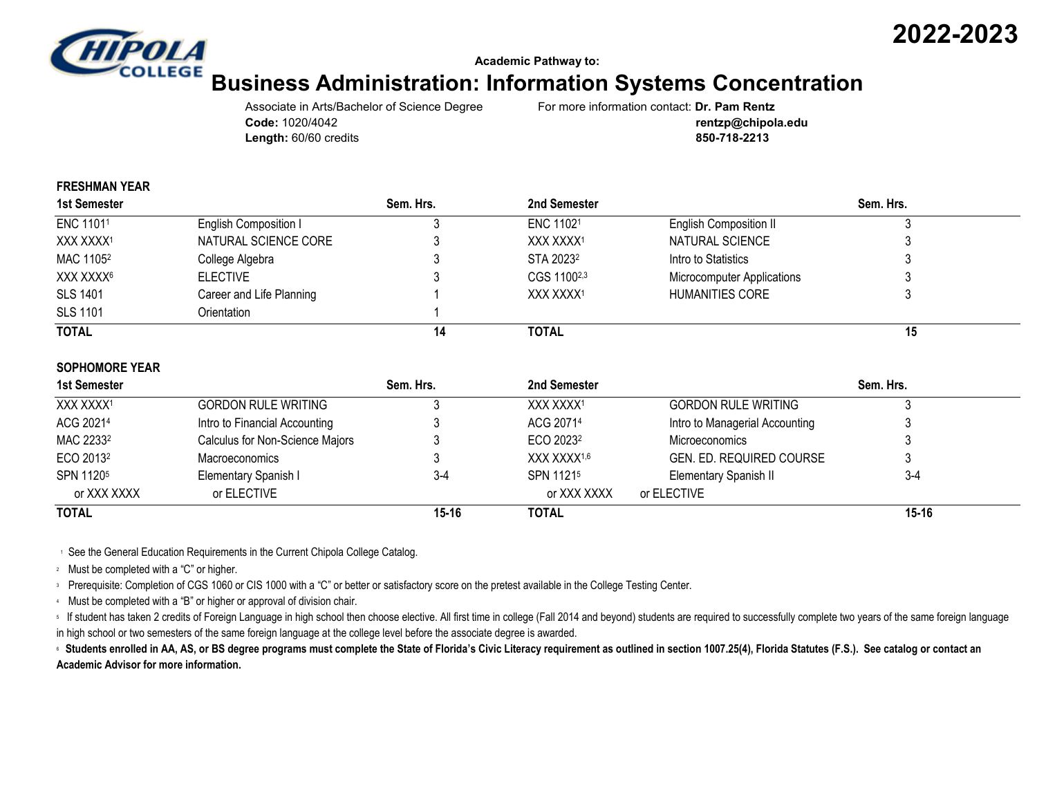**2022-2023**

Academic Pathway to:

# Business Administration: Information Systems Concentration

Associate in Arts/Bachelor of Science Degree
**Code:** 1020/4042
**Length:** 60/60 credits

For more information contact: **Dr. Pam Rentz**
**rentzp@chipola.edu**
**850-718-2213**

## FRESHMAN YEAR

| 1st Semester | | Sem. Hrs. | 2nd Semester | | Sem. Hrs. |
|---|---|---|---|---|---|
| ENC 1101[1] | English Composition I | 3 | ENC 1102[1] | English Composition II | 3 |
| XXX XXXX[1] | NATURAL SCIENCE CORE | 3 | XXX XXXX[1] | NATURAL SCIENCE | 3 |
| MAC 1105[2] | College Algebra | 3 | STA 2023[2] | Intro to Statistics | 3 |
| XXX XXXX[6] | ELECTIVE | 3 | CGS 1100[2,3] | Microcomputer Applications | 3 |
| SLS 1401 | Career and Life Planning | 1 | XXX XXXX[1] | HUMANITIES CORE | 3 |
| SLS 1101 | Orientation | 1 | | | |
| **TOTAL** | | **14** | **TOTAL** | | **15** |

## SOPHOMORE YEAR

| 1st Semester | | Sem. Hrs. | 2nd Semester | | Sem. Hrs. |
|---|---|---|---|---|---|
| XXX XXXX[1] | GORDON RULE WRITING | 3 | XXX XXXX[1] | GORDON RULE WRITING | 3 |
| ACG 2021[4] | Intro to Financial Accounting | 3 | ACG 2071[4] | Intro to Managerial Accounting | 3 |
| MAC 2233[2] | Calculus for Non-Science Majors | 3 | ECO 2023[2] | Microeconomics | 3 |
| ECO 2013[2] | Macroeconomics | 3 | XXX XXXX[1,6] | GEN. ED. REQUIRED COURSE | 3 |
| SPN 1120[5] or XXX XXXX | Elementary Spanish I or ELECTIVE | 3-4 | SPN 1121[5] or XXX XXXX | Elementary Spanish II or ELECTIVE | 3-4 |
| **TOTAL** | | **15-16** | **TOTAL** | | **15-16** |

[1] See the General Education Requirements in the Current Chipola College Catalog.

[2] Must be completed with a "C" or higher.

[3] Prerequisite: Completion of CGS 1060 or CIS 1000 with a "C" or better or satisfactory score on the pretest available in the College Testing Center.

[4] Must be completed with a "B" or higher or approval of division chair.

[5] If student has taken 2 credits of Foreign Language in high school then choose elective. All first time in college (Fall 2014 and beyond) students are required to successfully complete two years of the same foreign language in high school or two semesters of the same foreign language at the college level before the associate degree is awarded.

[6] **Students enrolled in AA, AS, or BS degree programs must complete the State of Florida's Civic Literacy requirement as outlined in section 1007.25(4), Florida Statutes (F.S.). See catalog or contact an Academic Advisor for more information.**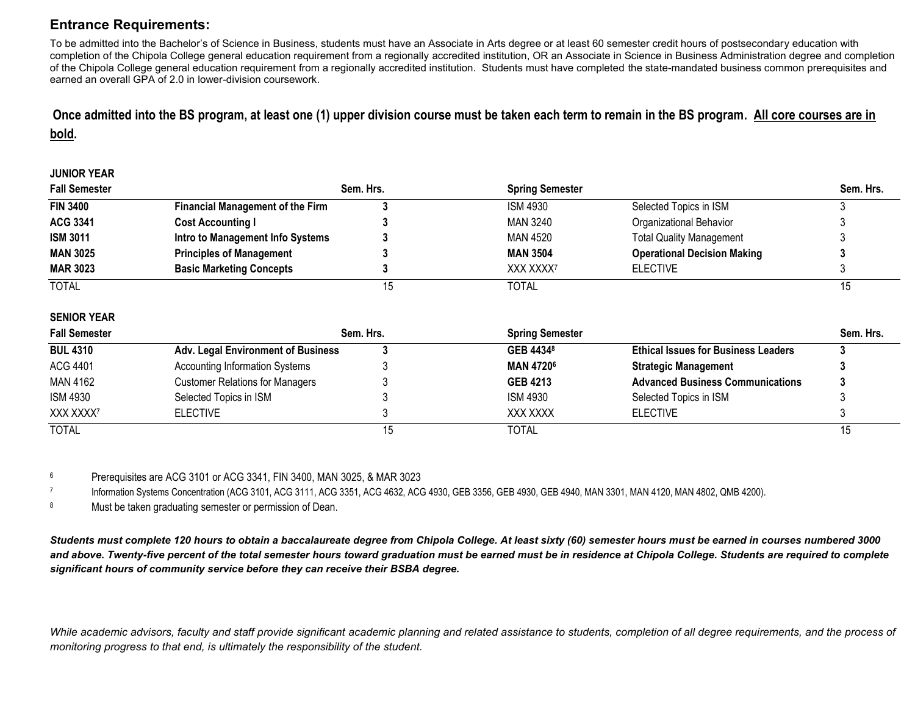## Entrance Requirements:

To be admitted into the Bachelor's of Science in Business, students must have an Associate in Arts degree or at least 60 semester credit hours of postsecondary education with completion of the Chipola College general education requirement from a regionally accredited institution, OR an Associate in Science in Business Administration degree and completion of the Chipola College general education requirement from a regionally accredited institution. Students must have completed the state-mandated business common prerequisites and earned an overall GPA of 2.0 in lower-division coursework.

**Once admitted into the BS program, at least one (1) upper division course must be taken each term to remain in the BS program. <u>All core courses are in bold</u>.**

**JUNIOR YEAR**

| Fall Semester | | Sem. Hrs. | Spring Semester | | Sem. Hrs. |
|---|---|---|---|---|---|
| **FIN 3400** | **Financial Management of the Firm** | **3** | ISM 4930 | Selected Topics in ISM | 3 |
| **ACG 3341** | **Cost Accounting I** | **3** | MAN 3240 | Organizational Behavior | 3 |
| **ISM 3011** | **Intro to Management Info Systems** | **3** | MAN 4520 | Total Quality Management | 3 |
| **MAN 3025** | **Principles of Management** | **3** | **MAN 3504** | **Operational Decision Making** | **3** |
| **MAR 3023** | **Basic Marketing Concepts** | **3** | XXX XXXX[7] | ELECTIVE | 3 |
| TOTAL | | 15 | TOTAL | | 15 |

**SENIOR YEAR**

| Fall Semester | | Sem. Hrs. | Spring Semester | | Sem. Hrs. |
|---|---|---|---|---|---|
| **BUL 4310** | **Adv. Legal Environment of Business** | **3** | **GEB 4434[8]** | **Ethical Issues for Business Leaders** | **3** |
| ACG 4401 | Accounting Information Systems | 3 | **MAN 4720[6]** | **Strategic Management** | **3** |
| MAN 4162 | Customer Relations for Managers | 3 | **GEB 4213** | **Advanced Business Communications** | **3** |
| ISM 4930 | Selected Topics in ISM | 3 | ISM 4930 | Selected Topics in ISM | 3 |
| XXX XXXX[7] | ELECTIVE | 3 | XXX XXXX | ELECTIVE | 3 |
| TOTAL | | 15 | TOTAL | | 15 |

[6] Prerequisites are ACG 3101 or ACG 3341, FIN 3400, MAN 3025, & MAR 3023

[7] Information Systems Concentration (ACG 3101, ACG 3111, ACG 3351, ACG 4632, ACG 4930, GEB 3356, GEB 4930, GEB 4940, MAN 3301, MAN 4120, MAN 4802, QMB 4200).

[8] Must be taken graduating semester or permission of Dean.

***Students must complete 120 hours to obtain a baccalaureate degree from Chipola College. At least sixty (60) semester hours must be earned in courses numbered 3000 and above. Twenty-five percent of the total semester hours toward graduation must be earned must be in residence at Chipola College. Students are required to complete significant hours of community service before they can receive their BSBA degree.***

*While academic advisors, faculty and staff provide significant academic planning and related assistance to students, completion of all degree requirements, and the process of monitoring progress to that end, is ultimately the responsibility of the student.*